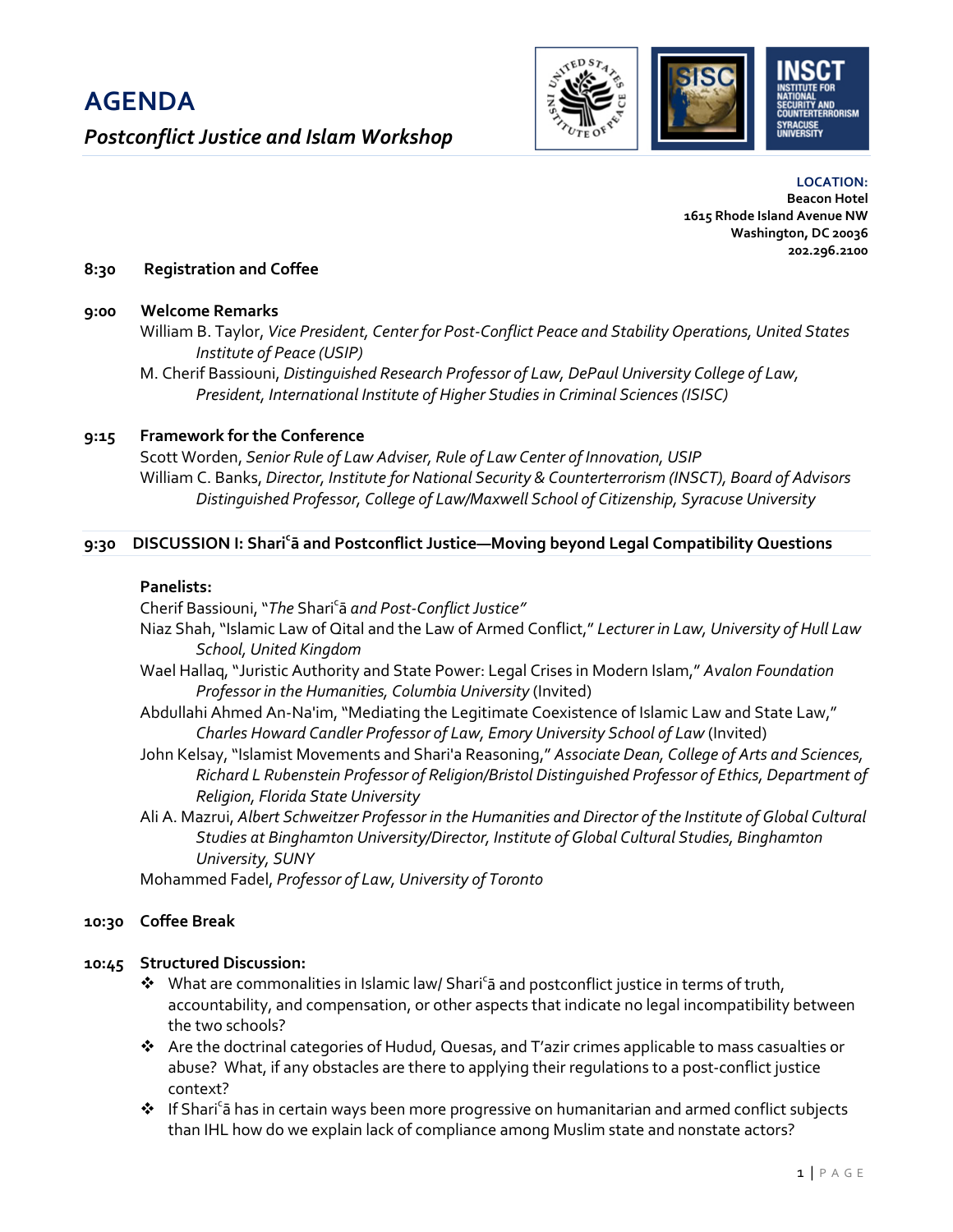# AGENDA

## *Postconflict Justice and Islam Workshop*

**LOCATION:**
**Beacon Hotel**
**1615 Rhode Island Avenue NW**
**Washington, DC 20036**
**202.296.2100**

**8:30 Registration and Coffee**

**9:00 Welcome Remarks**

William B. Taylor, *Vice President, Center for Post-Conflict Peace and Stability Operations, United States Institute of Peace (USIP)*

M. Cherif Bassiouni, *Distinguished Research Professor of Law, DePaul University College of Law, President, International Institute of Higher Studies in Criminal Sciences (ISISC)*

**9:15 Framework for the Conference**

Scott Worden, *Senior Rule of Law Adviser, Rule of Law Center of Innovation, USIP*

William C. Banks, *Director, Institute for National Security & Counterterrorism (INSCT), Board of Advisors Distinguished Professor, College of Law/Maxwell School of Citizenship, Syracuse University*

**9:30 DISCUSSION I: Shariᶜā and Postconflict Justice—Moving beyond Legal Compatibility Questions**

**Panelists:**

Cherif Bassiouni, "*The* Shariᶜā *and Post-Conflict Justice"*

Niaz Shah, "Islamic Law of Qital and the Law of Armed Conflict," *Lecturer in Law, University of Hull Law School, United Kingdom*

Wael Hallaq, "Juristic Authority and State Power: Legal Crises in Modern Islam," *Avalon Foundation Professor in the Humanities, Columbia University* (Invited)

Abdullahi Ahmed An-Na'im, "Mediating the Legitimate Coexistence of Islamic Law and State Law," *Charles Howard Candler Professor of Law, Emory University School of Law* (Invited)

John Kelsay, "Islamist Movements and Shari'a Reasoning," *Associate Dean, College of Arts and Sciences, Richard L Rubenstein Professor of Religion/Bristol Distinguished Professor of Ethics, Department of Religion, Florida State University*

Ali A. Mazrui, *Albert Schweitzer Professor in the Humanities and Director of the Institute of Global Cultural Studies at Binghamton University/Director, Institute of Global Cultural Studies, Binghamton University, SUNY*

Mohammed Fadel, *Professor of Law, University of Toronto*

**10:30 Coffee Break**

**10:45 Structured Discussion:**

- ❖ What are commonalities in Islamic law/ Shariᶜā and postconflict justice in terms of truth, accountability, and compensation, or other aspects that indicate no legal incompatibility between the two schools?
- ❖ Are the doctrinal categories of Hudud, Quesas, and T'azir crimes applicable to mass casualties or abuse? What, if any obstacles are there to applying their regulations to a post-conflict justice context?
- ❖ If Shariᶜā has in certain ways been more progressive on humanitarian and armed conflict subjects than IHL how do we explain lack of compliance among Muslim state and nonstate actors?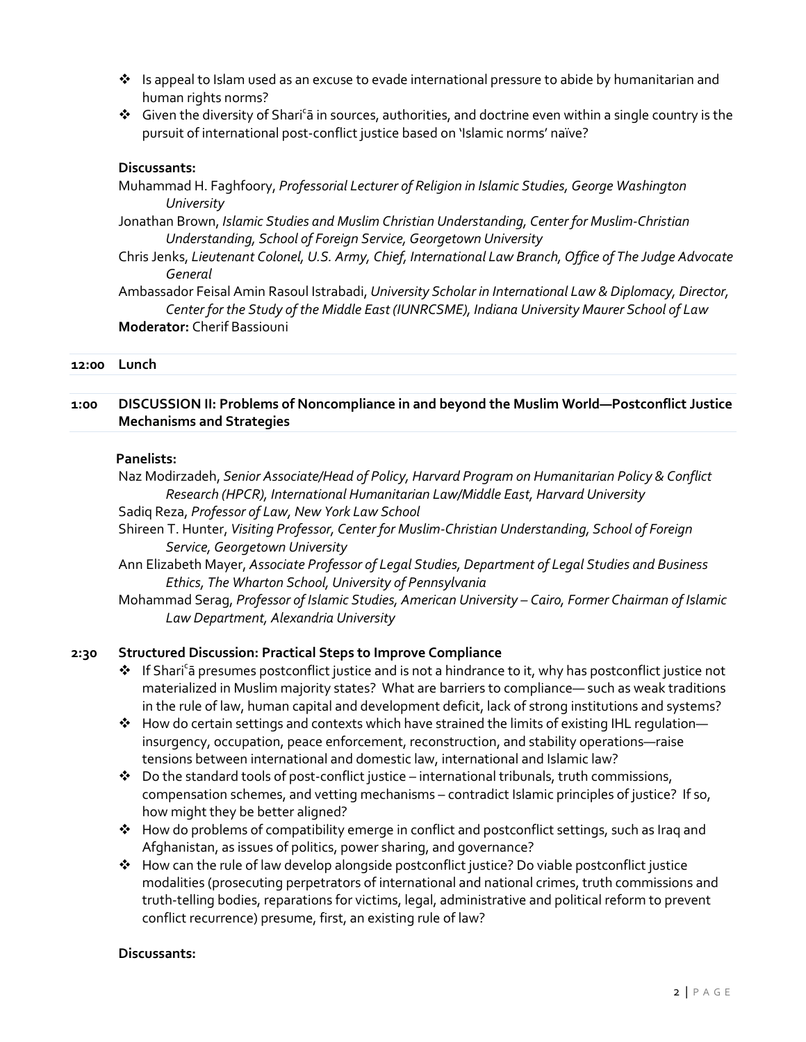- Is appeal to Islam used as an excuse to evade international pressure to abide by humanitarian and human rights norms?
- Given the diversity of Shariʿā in sources, authorities, and doctrine even within a single country is the pursuit of international post-conflict justice based on 'Islamic norms' naïve?

**Discussants:**

Muhammad H. Faghfoory, *Professorial Lecturer of Religion in Islamic Studies, George Washington University*

Jonathan Brown, *Islamic Studies and Muslim Christian Understanding, Center for Muslim-Christian Understanding, School of Foreign Service, Georgetown University*

Chris Jenks, *Lieutenant Colonel, U.S. Army, Chief, International Law Branch, Office of The Judge Advocate General*

Ambassador Feisal Amin Rasoul Istrabadi, *University Scholar in International Law & Diplomacy, Director, Center for the Study of the Middle East (IUNRCSME), Indiana University Maurer School of Law*

**Moderator:** Cherif Bassiouni

**12:00 Lunch**

**1:00 DISCUSSION II: Problems of Noncompliance in and beyond the Muslim World—Postconflict Justice Mechanisms and Strategies**

**Panelists:**

Naz Modirzadeh, *Senior Associate/Head of Policy, Harvard Program on Humanitarian Policy & Conflict Research (HPCR), International Humanitarian Law/Middle East, Harvard University*

Sadiq Reza, *Professor of Law, New York Law School*

Shireen T. Hunter, *Visiting Professor, Center for Muslim-Christian Understanding, School of Foreign Service, Georgetown University*

Ann Elizabeth Mayer, *Associate Professor of Legal Studies, Department of Legal Studies and Business Ethics, The Wharton School, University of Pennsylvania*

Mohammad Serag, *Professor of Islamic Studies, American University – Cairo, Former Chairman of Islamic Law Department, Alexandria University*

**2:30 Structured Discussion: Practical Steps to Improve Compliance**

- If Shariʿā presumes postconflict justice and is not a hindrance to it, why has postconflict justice not materialized in Muslim majority states? What are barriers to compliance— such as weak traditions in the rule of law, human capital and development deficit, lack of strong institutions and systems?
- How do certain settings and contexts which have strained the limits of existing IHL regulation—insurgency, occupation, peace enforcement, reconstruction, and stability operations—raise tensions between international and domestic law, international and Islamic law?
- Do the standard tools of post-conflict justice – international tribunals, truth commissions, compensation schemes, and vetting mechanisms – contradict Islamic principles of justice? If so, how might they be better aligned?
- How do problems of compatibility emerge in conflict and postconflict settings, such as Iraq and Afghanistan, as issues of politics, power sharing, and governance?
- How can the rule of law develop alongside postconflict justice? Do viable postconflict justice modalities (prosecuting perpetrators of international and national crimes, truth commissions and truth-telling bodies, reparations for victims, legal, administrative and political reform to prevent conflict recurrence) presume, first, an existing rule of law?

**Discussants:**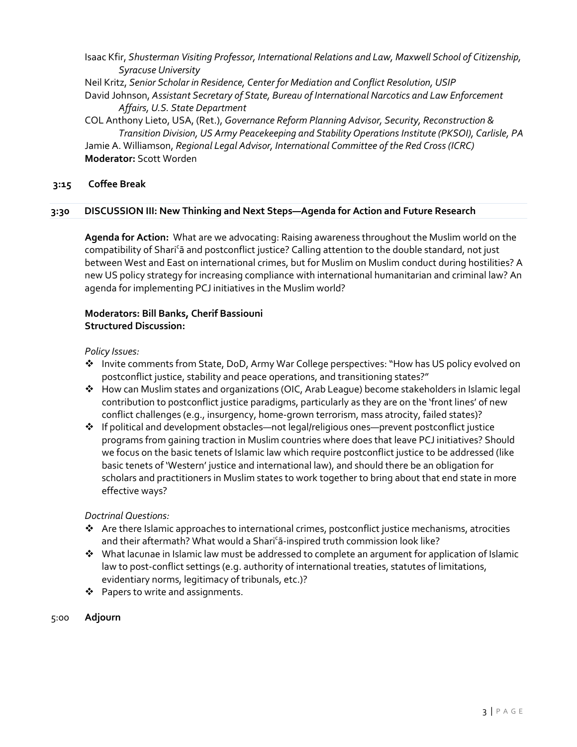Isaac Kfir, *Shusterman Visiting Professor, International Relations and Law, Maxwell School of Citizenship, Syracuse University*

Neil Kritz, *Senior Scholar in Residence, Center for Mediation and Conflict Resolution, USIP*

David Johnson, *Assistant Secretary of State, Bureau of International Narcotics and Law Enforcement Affairs, U.S. State Department*

COL Anthony Lieto, USA, (Ret.), *Governance Reform Planning Advisor, Security, Reconstruction & Transition Division, US Army Peacekeeping and Stability Operations Institute (PKSOI), Carlisle, PA*

Jamie A. Williamson, *Regional Legal Advisor, International Committee of the Red Cross (ICRC)*

**Moderator:** Scott Worden

**3:15 Coffee Break**

**3:30 DISCUSSION III: New Thinking and Next Steps—Agenda for Action and Future Research**

**Agenda for Action:** What are we advocating: Raising awareness throughout the Muslim world on the compatibility of Shariʿā and postconflict justice? Calling attention to the double standard, not just between West and East on international crimes, but for Muslim on Muslim conduct during hostilities? A new US policy strategy for increasing compliance with international humanitarian and criminal law? An agenda for implementing PCJ initiatives in the Muslim world?

**Moderators: Bill Banks, Cherif Bassiouni**
**Structured Discussion:**

*Policy Issues:*

- Invite comments from State, DoD, Army War College perspectives: "How has US policy evolved on postconflict justice, stability and peace operations, and transitioning states?"
- How can Muslim states and organizations (OIC, Arab League) become stakeholders in Islamic legal contribution to postconflict justice paradigms, particularly as they are on the 'front lines' of new conflict challenges (e.g., insurgency, home-grown terrorism, mass atrocity, failed states)?
- If political and development obstacles—not legal/religious ones—prevent postconflict justice programs from gaining traction in Muslim countries where does that leave PCJ initiatives? Should we focus on the basic tenets of Islamic law which require postconflict justice to be addressed (like basic tenets of 'Western' justice and international law), and should there be an obligation for scholars and practitioners in Muslim states to work together to bring about that end state in more effective ways?

*Doctrinal Questions:*

- Are there Islamic approaches to international crimes, postconflict justice mechanisms, atrocities and their aftermath? What would a Shariʿā-inspired truth commission look like?
- What lacunae in Islamic law must be addressed to complete an argument for application of Islamic law to post-conflict settings (e.g. authority of international treaties, statutes of limitations, evidentiary norms, legitimacy of tribunals, etc.)?
- Papers to write and assignments.

5:00 **Adjourn**